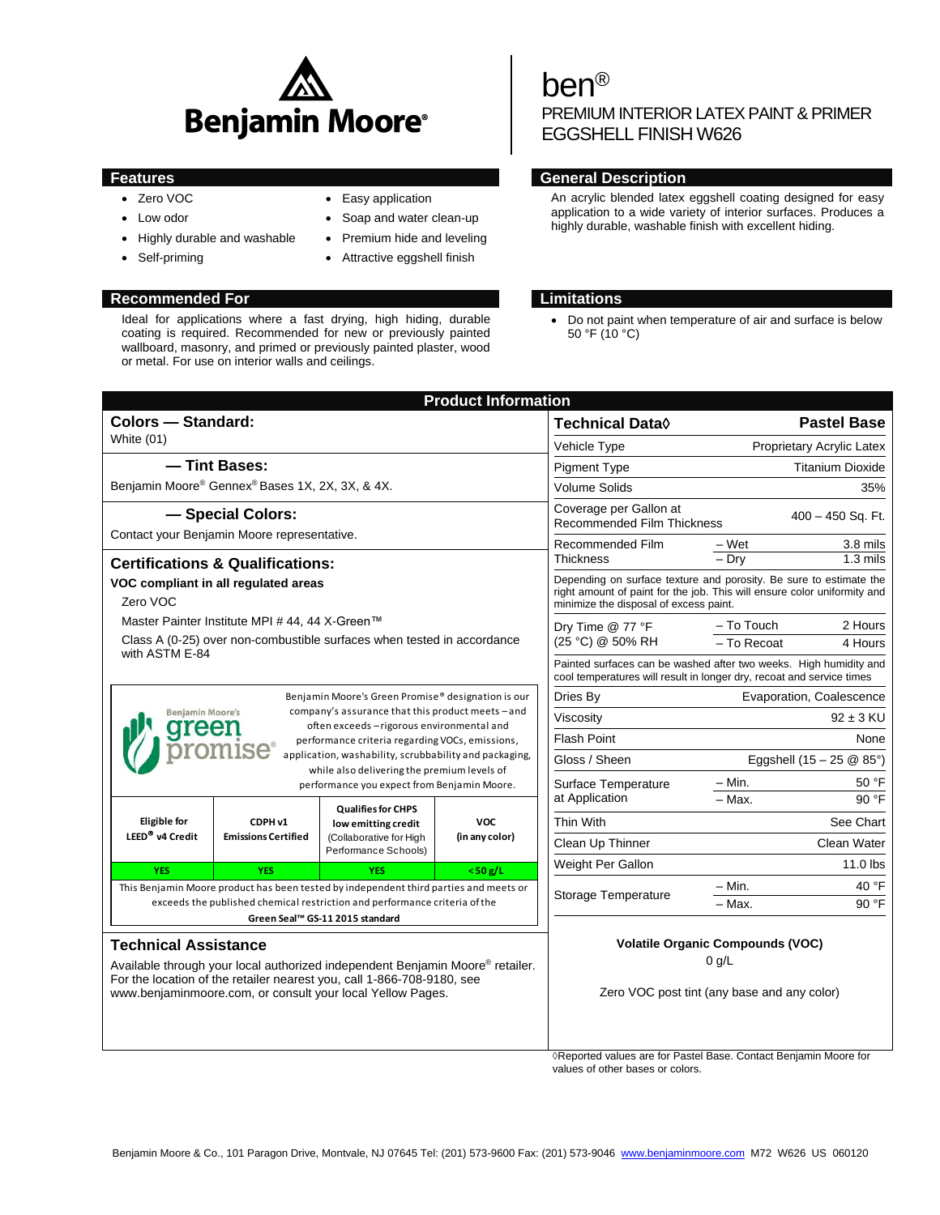# Benjamin Moore®

# ben®

## PREMIUM INTERIOR LATEX PAINT & PRIMER EGGSHELL FINISH W626

## Features

- Zero VOC
- Low odor
- Highly durable and washable
- Self-priming
- Easy application
- Soap and water clean-up
- Premium hide and leveling
- Attractive eggshell finish

## General Description

An acrylic blended latex eggshell coating designed for easy application to a wide variety of interior surfaces. Produces a highly durable, washable finish with excellent hiding.

## Recommended For

Ideal for applications where a fast drying, high hiding, durable coating is required. Recommended for new or previously painted wallboard, masonry, and primed or previously painted plaster, wood or metal. For use on interior walls and ceilings.

## Limitations

- Do not paint when temperature of air and surface is below 50 °F (10 °C)

## Product Information

### Colors — Standard:

White (01)

### — Tint Bases:

Benjamin Moore® Gennex® Bases 1X, 2X, 3X, & 4X.

### — Special Colors:

Contact your Benjamin Moore representative.

### Certifications & Qualifications:

**VOC compliant in all regulated areas**

Zero VOC

Master Painter Institute MPI # 44, 44 X-Green™

Class A (0-25) over non-combustible surfaces when tested in accordance with ASTM E-84

Benjamin Moore's green promise®

Benjamin Moore's Green Promise® designation is our company's assurance that this product meets – and often exceeds – rigorous environmental and performance criteria regarding VOCs, emissions, application, washability, scrubbability and packaging, while also delivering the premium levels of performance you expect from Benjamin Moore.

| Eligible for LEED® v4 Credit | CDPH v1 Emissions Certified | Qualifies for CHPS low emitting credit (Collaborative for High Performance Schools) | VOC (in any color) |
|---|---|---|---|
| YES | YES | YES | < 50 g/L |

This Benjamin Moore product has been tested by independent third parties and meets or exceeds the published chemical restriction and performance criteria of the **Green Seal™ GS-11 2015 standard**

| Technical Data◊ | | Pastel Base |
|---|---|---|
| Vehicle Type | | Proprietary Acrylic Latex |
| Pigment Type | | Titanium Dioxide |
| Volume Solids | | 35% |
| Coverage per Gallon at Recommended Film Thickness | | 400 – 450 Sq. Ft. |
| Recommended Film Thickness | – Wet | 3.8 mils |
| | – Dry | 1.3 mils |
| Depending on surface texture and porosity. Be sure to estimate the right amount of paint for the job. This will ensure color uniformity and minimize the disposal of excess paint. | | |
| Dry Time @ 77 °F (25 °C) @ 50% RH | – To Touch | 2 Hours |
| | – To Recoat | 4 Hours |
| Painted surfaces can be washed after two weeks. High humidity and cool temperatures will result in longer dry, recoat and service times | | |
| Dries By | | Evaporation, Coalescence |
| Viscosity | | 92 ± 3 KU |
| Flash Point | | None |
| Gloss / Sheen | | Eggshell (15 – 25 @ 85°) |
| Surface Temperature at Application | – Min. | 50 °F |
| | – Max. | 90 °F |
| Thin With | | See Chart |
| Clean Up Thinner | | Clean Water |
| Weight Per Gallon | | 11.0 lbs |
| Storage Temperature | – Min. | 40 °F |
| | – Max. | 90 °F |

**Volatile Organic Compounds (VOC)**

0 g/L

Zero VOC post tint (any base and any color)

◊Reported values are for Pastel Base. Contact Benjamin Moore for values of other bases or colors.

### Technical Assistance

Available through your local authorized independent Benjamin Moore® retailer. For the location of the retailer nearest you, call 1-866-708-9180, see www.benjaminmoore.com, or consult your local Yellow Pages.

Benjamin Moore & Co., 101 Paragon Drive, Montvale, NJ 07645 Tel: (201) 573-9600 Fax: (201) 573-9046 www.benjaminmoore.com M72 W626 US 060120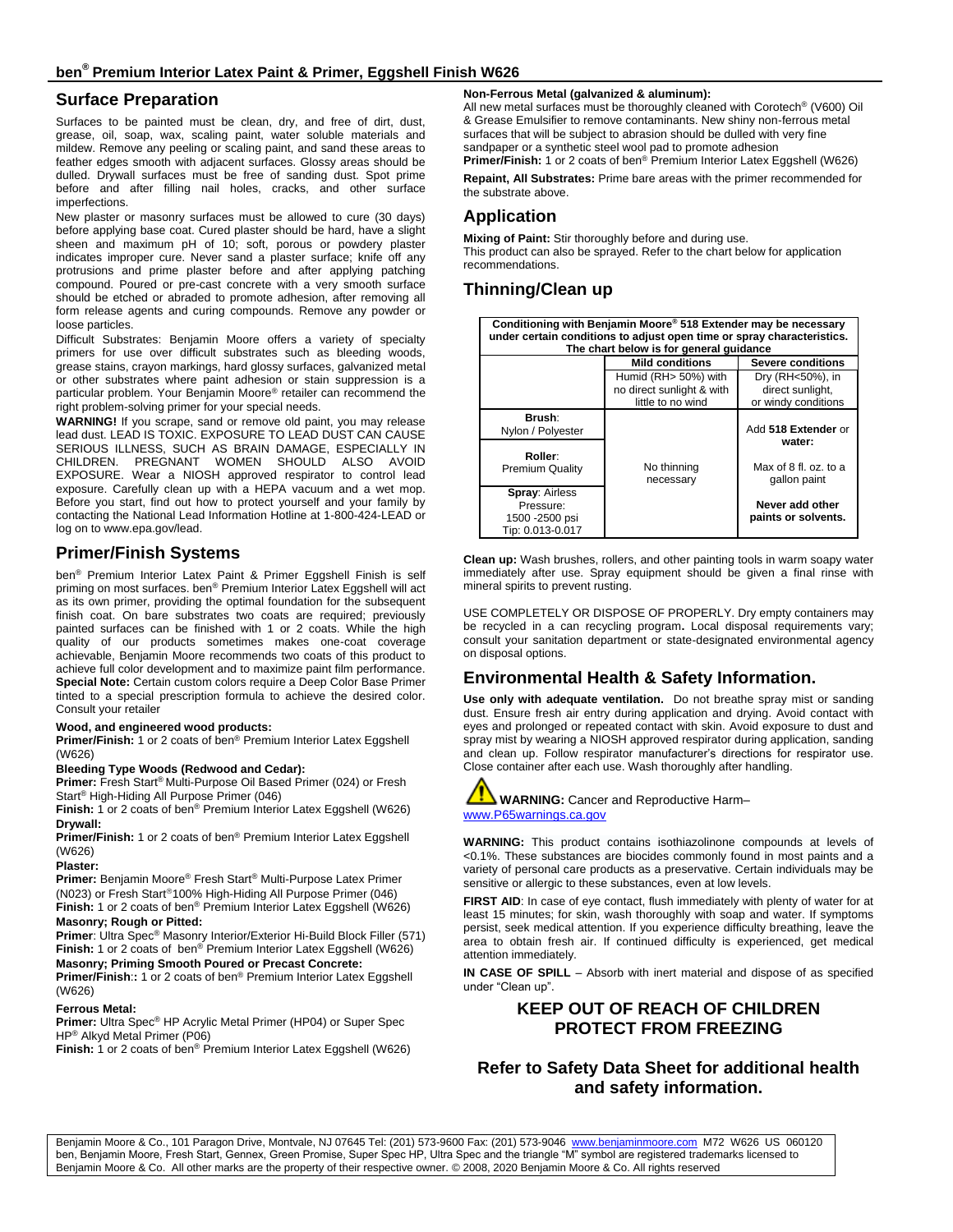## ben® Premium Interior Latex Paint & Primer, Eggshell Finish W626

## Surface Preparation

Surfaces to be painted must be clean, dry, and free of dirt, dust, grease, oil, soap, wax, scaling paint, water soluble materials and mildew. Remove any peeling or scaling paint, and sand these areas to feather edges smooth with adjacent surfaces. Glossy areas should be dulled. Drywall surfaces must be free of sanding dust. Spot prime before and after filling nail holes, cracks, and other surface imperfections.

New plaster or masonry surfaces must be allowed to cure (30 days) before applying base coat. Cured plaster should be hard, have a slight sheen and maximum pH of 10; soft, porous or powdery plaster indicates improper cure. Never sand a plaster surface; knife off any protrusions and prime plaster before and after applying patching compound. Poured or pre-cast concrete with a very smooth surface should be etched or abraded to promote adhesion, after removing all form release agents and curing compounds. Remove any powder or loose particles.

Difficult Substrates: Benjamin Moore offers a variety of specialty primers for use over difficult substrates such as bleeding woods, grease stains, crayon markings, hard glossy surfaces, galvanized metal or other substrates where paint adhesion or stain suppression is a particular problem. Your Benjamin Moore® retailer can recommend the right problem-solving primer for your special needs.

**WARNING!** If you scrape, sand or remove old paint, you may release lead dust. LEAD IS TOXIC. EXPOSURE TO LEAD DUST CAN CAUSE SERIOUS ILLNESS, SUCH AS BRAIN DAMAGE, ESPECIALLY IN CHILDREN. PREGNANT WOMEN SHOULD ALSO AVOID EXPOSURE. Wear a NIOSH approved respirator to control lead exposure. Carefully clean up with a HEPA vacuum and a wet mop. Before you start, find out how to protect yourself and your family by contacting the National Lead Information Hotline at 1-800-424-LEAD or log on to www.epa.gov/lead.

## Primer/Finish Systems

ben® Premium Interior Latex Paint & Primer Eggshell Finish is self priming on most surfaces. ben® Premium Interior Latex Eggshell will act as its own primer, providing the optimal foundation for the subsequent finish coat. On bare substrates two coats are required; previously painted surfaces can be finished with 1 or 2 coats. While the high quality of our products sometimes makes one-coat coverage achievable, Benjamin Moore recommends two coats of this product to achieve full color development and to maximize paint film performance. **Special Note:** Certain custom colors require a Deep Color Base Primer tinted to a special prescription formula to achieve the desired color. Consult your retailer

**Wood, and engineered wood products:**
**Primer/Finish:** 1 or 2 coats of ben® Premium Interior Latex Eggshell (W626)

**Bleeding Type Woods (Redwood and Cedar):**
**Primer:** Fresh Start® Multi-Purpose Oil Based Primer (024) or Fresh Start® High-Hiding All Purpose Primer (046)
**Finish:** 1 or 2 coats of ben® Premium Interior Latex Eggshell (W626)

**Drywall:**
**Primer/Finish:** 1 or 2 coats of ben® Premium Interior Latex Eggshell (W626)

**Plaster:**
**Primer:** Benjamin Moore® Fresh Start® Multi-Purpose Latex Primer (N023) or Fresh Start® 100% High-Hiding All Purpose Primer (046)
**Finish:** 1 or 2 coats of ben® Premium Interior Latex Eggshell (W626)

**Masonry; Rough or Pitted:**
**Primer**: Ultra Spec® Masonry Interior/Exterior Hi-Build Block Filler (571)
**Finish:** 1 or 2 coats of ben® Premium Interior Latex Eggshell (W626)

**Masonry; Priming Smooth Poured or Precast Concrete:**
**Primer/Finish:**: 1 or 2 coats of ben® Premium Interior Latex Eggshell (W626)

**Ferrous Metal:**
**Primer:** Ultra Spec® HP Acrylic Metal Primer (HP04) or Super Spec HP® Alkyd Metal Primer (P06)
**Finish:** 1 or 2 coats of ben® Premium Interior Latex Eggshell (W626)

**Non-Ferrous Metal (galvanized & aluminum):**
All new metal surfaces must be thoroughly cleaned with Corotech® (V600) Oil & Grease Emulsifier to remove contaminants. New shiny non-ferrous metal surfaces that will be subject to abrasion should be dulled with very fine sandpaper or a synthetic steel wool pad to promote adhesion
**Primer/Finish:** 1 or 2 coats of ben® Premium Interior Latex Eggshell (W626)

**Repaint, All Substrates:** Prime bare areas with the primer recommended for the substrate above.

## Application

**Mixing of Paint:** Stir thoroughly before and during use.
This product can also be sprayed. Refer to the chart below for application recommendations.

## Thinning/Clean up

| Conditioning with Benjamin Moore® 518 Extender may be necessary under certain conditions to adjust open time or spray characteristics. The chart below is for general guidance | | |
|---|---|---|
| | **Mild conditions** | **Severe conditions** |
| | Humid (RH> 50%) with no direct sunlight & with little to no wind | Dry (RH<50%), in direct sunlight, or windy conditions |
| **Brush**: Nylon / Polyester | No thinning necessary | Add **518 Extender** or **water:** |
| **Roller**: Premium Quality | | Max of 8 fl. oz. to a gallon paint |
| **Spray**: Airless Pressure: 1500 -2500 psi Tip: 0.013-0.017 | | **Never add other paints or solvents.** |

**Clean up:** Wash brushes, rollers, and other painting tools in warm soapy water immediately after use. Spray equipment should be given a final rinse with mineral spirits to prevent rusting.

USE COMPLETELY OR DISPOSE OF PROPERLY. Dry empty containers may be recycled in a can recycling program**.** Local disposal requirements vary; consult your sanitation department or state-designated environmental agency on disposal options.

## Environmental Health & Safety Information.

**Use only with adequate ventilation.** Do not breathe spray mist or sanding dust. Ensure fresh air entry during application and drying. Avoid contact with eyes and prolonged or repeated contact with skin. Avoid exposure to dust and spray mist by wearing a NIOSH approved respirator during application, sanding and clean up. Follow respirator manufacturer's directions for respirator use. Close container after each use. Wash thoroughly after handling.

**WARNING:** Cancer and Reproductive Harm– www.P65warnings.ca.gov

**WARNING:** This product contains isothiazolinone compounds at levels of <0.1%. These substances are biocides commonly found in most paints and a variety of personal care products as a preservative. Certain individuals may be sensitive or allergic to these substances, even at low levels.

**FIRST AID**: In case of eye contact, flush immediately with plenty of water for at least 15 minutes; for skin, wash thoroughly with soap and water. If symptoms persist, seek medical attention. If you experience difficulty breathing, leave the area to obtain fresh air. If continued difficulty is experienced, get medical attention immediately.

**IN CASE OF SPILL** – Absorb with inert material and dispose of as specified under "Clean up".

**KEEP OUT OF REACH OF CHILDREN**
**PROTECT FROM FREEZING**

**Refer to Safety Data Sheet for additional health and safety information.**

Benjamin Moore & Co., 101 Paragon Drive, Montvale, NJ 07645 Tel: (201) 573-9600 Fax: (201) 573-9046 www.benjaminmoore.com M72 W626 US 060120
ben, Benjamin Moore, Fresh Start, Gennex, Green Promise, Super Spec HP, Ultra Spec and the triangle "M" symbol are registered trademarks licensed to Benjamin Moore & Co. All other marks are the property of their respective owner. © 2008, 2020 Benjamin Moore & Co. All rights reserved